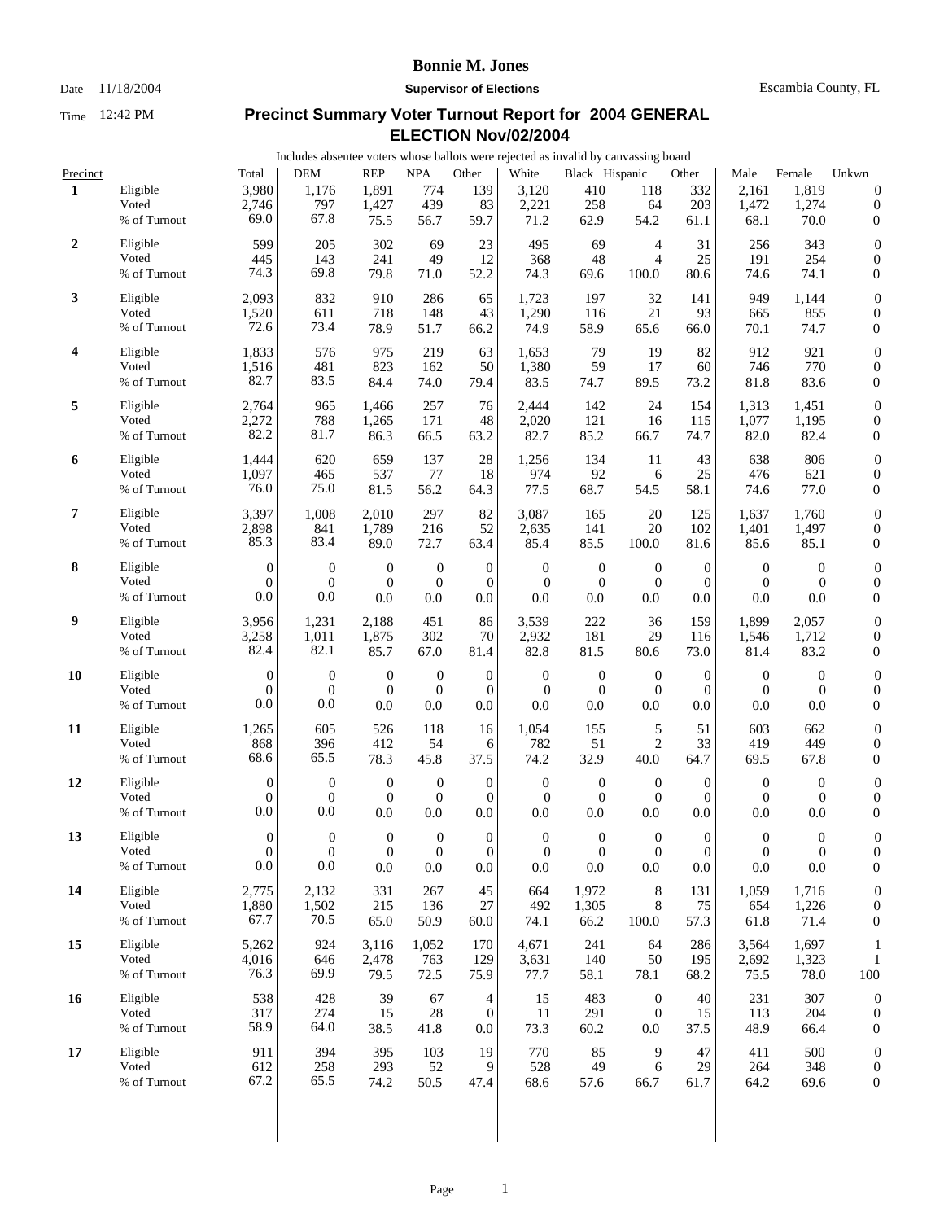# Bonnie M. Jones

**Supervisor of Elections**

Date 11/18/2004 — Escambia County, FL

Time 12:42 PM

## Precinct Summary Voter Turnout Report for 2004 GENERAL ELECTION Nov/02/2004

Includes absentee voters whose ballots were rejected as invalid by canvassing board

| Precinct | | Total | DEM | REP | NPA | Other | White | Black | Hispanic | Other | Male | Female | Unkwn |
|---|---|---|---|---|---|---|---|---|---|---|---|---|---|
| **1** | Eligible | 3,980 | 1,176 | 1,891 | 774 | 139 | 3,120 | 410 | 118 | 332 | 2,161 | 1,819 | 0 |
| | Voted | 2,746 | 797 | 1,427 | 439 | 83 | 2,221 | 258 | 64 | 203 | 1,472 | 1,274 | 0 |
| | % of Turnout | 69.0 | 67.8 | 75.5 | 56.7 | 59.7 | 71.2 | 62.9 | 54.2 | 61.1 | 68.1 | 70.0 | 0 |
| **2** | Eligible | 599 | 205 | 302 | 69 | 23 | 495 | 69 | 4 | 31 | 256 | 343 | 0 |
| | Voted | 445 | 143 | 241 | 49 | 12 | 368 | 48 | 4 | 25 | 191 | 254 | 0 |
| | % of Turnout | 74.3 | 69.8 | 79.8 | 71.0 | 52.2 | 74.3 | 69.6 | 100.0 | 80.6 | 74.6 | 74.1 | 0 |
| **3** | Eligible | 2,093 | 832 | 910 | 286 | 65 | 1,723 | 197 | 32 | 141 | 949 | 1,144 | 0 |
| | Voted | 1,520 | 611 | 718 | 148 | 43 | 1,290 | 116 | 21 | 93 | 665 | 855 | 0 |
| | % of Turnout | 72.6 | 73.4 | 78.9 | 51.7 | 66.2 | 74.9 | 58.9 | 65.6 | 66.0 | 70.1 | 74.7 | 0 |
| **4** | Eligible | 1,833 | 576 | 975 | 219 | 63 | 1,653 | 79 | 19 | 82 | 912 | 921 | 0 |
| | Voted | 1,516 | 481 | 823 | 162 | 50 | 1,380 | 59 | 17 | 60 | 746 | 770 | 0 |
| | % of Turnout | 82.7 | 83.5 | 84.4 | 74.0 | 79.4 | 83.5 | 74.7 | 89.5 | 73.2 | 81.8 | 83.6 | 0 |
| **5** | Eligible | 2,764 | 965 | 1,466 | 257 | 76 | 2,444 | 142 | 24 | 154 | 1,313 | 1,451 | 0 |
| | Voted | 2,272 | 788 | 1,265 | 171 | 48 | 2,020 | 121 | 16 | 115 | 1,077 | 1,195 | 0 |
| | % of Turnout | 82.2 | 81.7 | 86.3 | 66.5 | 63.2 | 82.7 | 85.2 | 66.7 | 74.7 | 82.0 | 82.4 | 0 |
| **6** | Eligible | 1,444 | 620 | 659 | 137 | 28 | 1,256 | 134 | 11 | 43 | 638 | 806 | 0 |
| | Voted | 1,097 | 465 | 537 | 77 | 18 | 974 | 92 | 6 | 25 | 476 | 621 | 0 |
| | % of Turnout | 76.0 | 75.0 | 81.5 | 56.2 | 64.3 | 77.5 | 68.7 | 54.5 | 58.1 | 74.6 | 77.0 | 0 |
| **7** | Eligible | 3,397 | 1,008 | 2,010 | 297 | 82 | 3,087 | 165 | 20 | 125 | 1,637 | 1,760 | 0 |
| | Voted | 2,898 | 841 | 1,789 | 216 | 52 | 2,635 | 141 | 20 | 102 | 1,401 | 1,497 | 0 |
| | % of Turnout | 85.3 | 83.4 | 89.0 | 72.7 | 63.4 | 85.4 | 85.5 | 100.0 | 81.6 | 85.6 | 85.1 | 0 |
| **8** | Eligible | 0 | 0 | 0 | 0 | 0 | 0 | 0 | 0 | 0 | 0 | 0 | 0 |
| | Voted | 0 | 0 | 0 | 0 | 0 | 0 | 0 | 0 | 0 | 0 | 0 | 0 |
| | % of Turnout | 0.0 | 0.0 | 0.0 | 0.0 | 0.0 | 0.0 | 0.0 | 0.0 | 0.0 | 0.0 | 0.0 | 0 |
| **9** | Eligible | 3,956 | 1,231 | 2,188 | 451 | 86 | 3,539 | 222 | 36 | 159 | 1,899 | 2,057 | 0 |
| | Voted | 3,258 | 1,011 | 1,875 | 302 | 70 | 2,932 | 181 | 29 | 116 | 1,546 | 1,712 | 0 |
| | % of Turnout | 82.4 | 82.1 | 85.7 | 67.0 | 81.4 | 82.8 | 81.5 | 80.6 | 73.0 | 81.4 | 83.2 | 0 |
| **10** | Eligible | 0 | 0 | 0 | 0 | 0 | 0 | 0 | 0 | 0 | 0 | 0 | 0 |
| | Voted | 0 | 0 | 0 | 0 | 0 | 0 | 0 | 0 | 0 | 0 | 0 | 0 |
| | % of Turnout | 0.0 | 0.0 | 0.0 | 0.0 | 0.0 | 0.0 | 0.0 | 0.0 | 0.0 | 0.0 | 0.0 | 0 |
| **11** | Eligible | 1,265 | 605 | 526 | 118 | 16 | 1,054 | 155 | 5 | 51 | 603 | 662 | 0 |
| | Voted | 868 | 396 | 412 | 54 | 6 | 782 | 51 | 2 | 33 | 419 | 449 | 0 |
| | % of Turnout | 68.6 | 65.5 | 78.3 | 45.8 | 37.5 | 74.2 | 32.9 | 40.0 | 64.7 | 69.5 | 67.8 | 0 |
| **12** | Eligible | 0 | 0 | 0 | 0 | 0 | 0 | 0 | 0 | 0 | 0 | 0 | 0 |
| | Voted | 0 | 0 | 0 | 0 | 0 | 0 | 0 | 0 | 0 | 0 | 0 | 0 |
| | % of Turnout | 0.0 | 0.0 | 0.0 | 0.0 | 0.0 | 0.0 | 0.0 | 0.0 | 0.0 | 0.0 | 0.0 | 0 |
| **13** | Eligible | 0 | 0 | 0 | 0 | 0 | 0 | 0 | 0 | 0 | 0 | 0 | 0 |
| | Voted | 0 | 0 | 0 | 0 | 0 | 0 | 0 | 0 | 0 | 0 | 0 | 0 |
| | % of Turnout | 0.0 | 0.0 | 0.0 | 0.0 | 0.0 | 0.0 | 0.0 | 0.0 | 0.0 | 0.0 | 0.0 | 0 |
| **14** | Eligible | 2,775 | 2,132 | 331 | 267 | 45 | 664 | 1,972 | 8 | 131 | 1,059 | 1,716 | 0 |
| | Voted | 1,880 | 1,502 | 215 | 136 | 27 | 492 | 1,305 | 8 | 75 | 654 | 1,226 | 0 |
| | % of Turnout | 67.7 | 70.5 | 65.0 | 50.9 | 60.0 | 74.1 | 66.2 | 100.0 | 57.3 | 61.8 | 71.4 | 0 |
| **15** | Eligible | 5,262 | 924 | 3,116 | 1,052 | 170 | 4,671 | 241 | 64 | 286 | 3,564 | 1,697 | 1 |
| | Voted | 4,016 | 646 | 2,478 | 763 | 129 | 3,631 | 140 | 50 | 195 | 2,692 | 1,323 | 1 |
| | % of Turnout | 76.3 | 69.9 | 79.5 | 72.5 | 75.9 | 77.7 | 58.1 | 78.1 | 68.2 | 75.5 | 78.0 | 100 |
| **16** | Eligible | 538 | 428 | 39 | 67 | 4 | 15 | 483 | 0 | 40 | 231 | 307 | 0 |
| | Voted | 317 | 274 | 15 | 28 | 0 | 11 | 291 | 0 | 15 | 113 | 204 | 0 |
| | % of Turnout | 58.9 | 64.0 | 38.5 | 41.8 | 0.0 | 73.3 | 60.2 | 0.0 | 37.5 | 48.9 | 66.4 | 0 |
| **17** | Eligible | 911 | 394 | 395 | 103 | 19 | 770 | 85 | 9 | 47 | 411 | 500 | 0 |
| | Voted | 612 | 258 | 293 | 52 | 9 | 528 | 49 | 6 | 29 | 264 | 348 | 0 |
| | % of Turnout | 67.2 | 65.5 | 74.2 | 50.5 | 47.4 | 68.6 | 57.6 | 66.7 | 61.7 | 64.2 | 69.6 | 0 |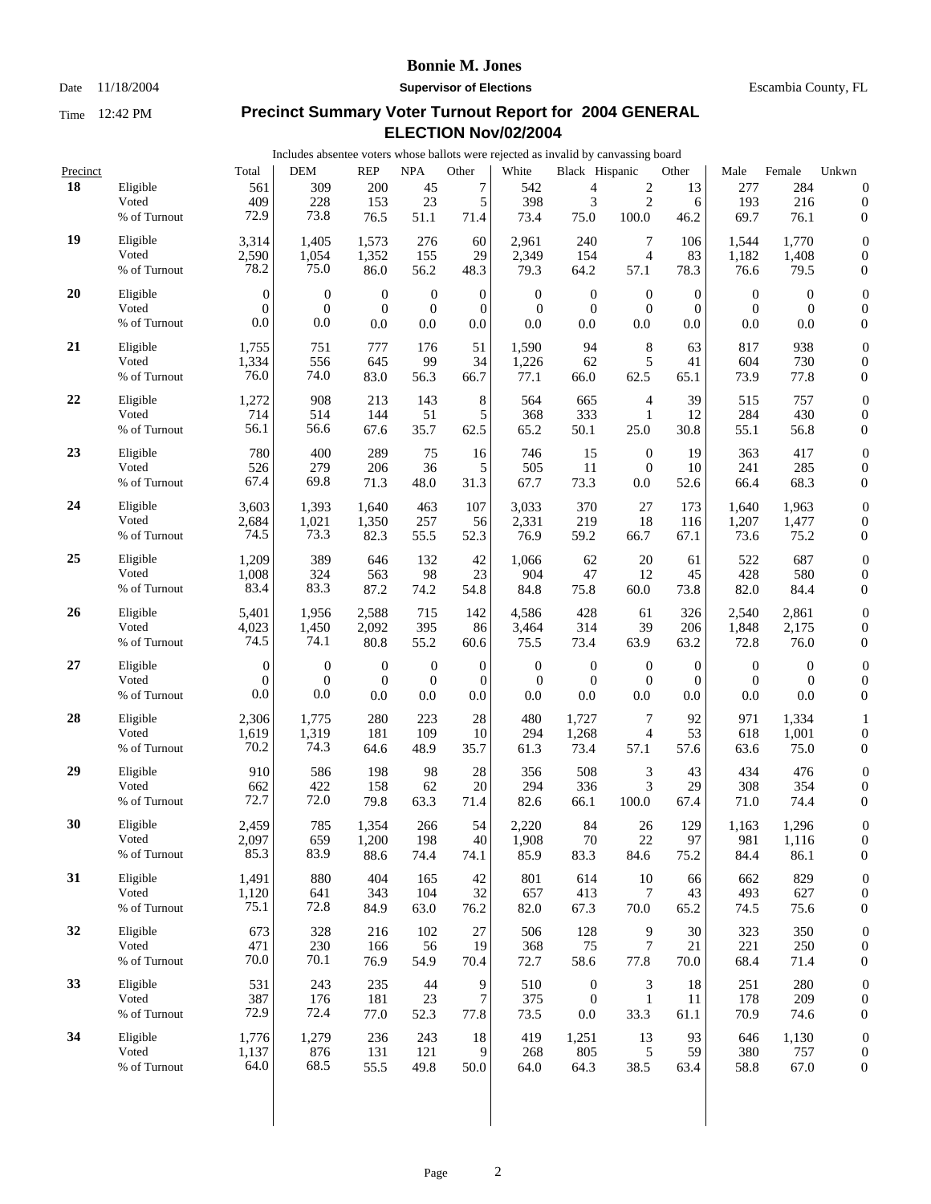**Bonnie M. Jones**

Date 11/18/2004 **Supervisor of Elections** Escambia County, FL

Time 12:42 PM

## Precinct Summary Voter Turnout Report for 2004 GENERAL ELECTION Nov/02/2004

Includes absentee voters whose ballots were rejected as invalid by canvassing board

| Precinct | | Total | DEM | REP | NPA | Other | White | Black | Hispanic | Other | Male | Female | Unkwn |
|---|---|---|---|---|---|---|---|---|---|---|---|---|---|
| **18** | Eligible | 561 | 309 | 200 | 45 | 7 | 542 | 4 | 2 | 13 | 277 | 284 | 0 |
| | Voted | 409 | 228 | 153 | 23 | 5 | 398 | 3 | 2 | 6 | 193 | 216 | 0 |
| | % of Turnout | 72.9 | 73.8 | 76.5 | 51.1 | 71.4 | 73.4 | 75.0 | 100.0 | 46.2 | 69.7 | 76.1 | 0 |
| **19** | Eligible | 3,314 | 1,405 | 1,573 | 276 | 60 | 2,961 | 240 | 7 | 106 | 1,544 | 1,770 | 0 |
| | Voted | 2,590 | 1,054 | 1,352 | 155 | 29 | 2,349 | 154 | 4 | 83 | 1,182 | 1,408 | 0 |
| | % of Turnout | 78.2 | 75.0 | 86.0 | 56.2 | 48.3 | 79.3 | 64.2 | 57.1 | 78.3 | 76.6 | 79.5 | 0 |
| **20** | Eligible | 0 | 0 | 0 | 0 | 0 | 0 | 0 | 0 | 0 | 0 | 0 | 0 |
| | Voted | 0 | 0 | 0 | 0 | 0 | 0 | 0 | 0 | 0 | 0 | 0 | 0 |
| | % of Turnout | 0.0 | 0.0 | 0.0 | 0.0 | 0.0 | 0.0 | 0.0 | 0.0 | 0.0 | 0.0 | 0.0 | 0 |
| **21** | Eligible | 1,755 | 751 | 777 | 176 | 51 | 1,590 | 94 | 8 | 63 | 817 | 938 | 0 |
| | Voted | 1,334 | 556 | 645 | 99 | 34 | 1,226 | 62 | 5 | 41 | 604 | 730 | 0 |
| | % of Turnout | 76.0 | 74.0 | 83.0 | 56.3 | 66.7 | 77.1 | 66.0 | 62.5 | 65.1 | 73.9 | 77.8 | 0 |
| **22** | Eligible | 1,272 | 908 | 213 | 143 | 8 | 564 | 665 | 4 | 39 | 515 | 757 | 0 |
| | Voted | 714 | 514 | 144 | 51 | 5 | 368 | 333 | 1 | 12 | 284 | 430 | 0 |
| | % of Turnout | 56.1 | 56.6 | 67.6 | 35.7 | 62.5 | 65.2 | 50.1 | 25.0 | 30.8 | 55.1 | 56.8 | 0 |
| **23** | Eligible | 780 | 400 | 289 | 75 | 16 | 746 | 15 | 0 | 19 | 363 | 417 | 0 |
| | Voted | 526 | 279 | 206 | 36 | 5 | 505 | 11 | 0 | 10 | 241 | 285 | 0 |
| | % of Turnout | 67.4 | 69.8 | 71.3 | 48.0 | 31.3 | 67.7 | 73.3 | 0.0 | 52.6 | 66.4 | 68.3 | 0 |
| **24** | Eligible | 3,603 | 1,393 | 1,640 | 463 | 107 | 3,033 | 370 | 27 | 173 | 1,640 | 1,963 | 0 |
| | Voted | 2,684 | 1,021 | 1,350 | 257 | 56 | 2,331 | 219 | 18 | 116 | 1,207 | 1,477 | 0 |
| | % of Turnout | 74.5 | 73.3 | 82.3 | 55.5 | 52.3 | 76.9 | 59.2 | 66.7 | 67.1 | 73.6 | 75.2 | 0 |
| **25** | Eligible | 1,209 | 389 | 646 | 132 | 42 | 1,066 | 62 | 20 | 61 | 522 | 687 | 0 |
| | Voted | 1,008 | 324 | 563 | 98 | 23 | 904 | 47 | 12 | 45 | 428 | 580 | 0 |
| | % of Turnout | 83.4 | 83.3 | 87.2 | 74.2 | 54.8 | 84.8 | 75.8 | 60.0 | 73.8 | 82.0 | 84.4 | 0 |
| **26** | Eligible | 5,401 | 1,956 | 2,588 | 715 | 142 | 4,586 | 428 | 61 | 326 | 2,540 | 2,861 | 0 |
| | Voted | 4,023 | 1,450 | 2,092 | 395 | 86 | 3,464 | 314 | 39 | 206 | 1,848 | 2,175 | 0 |
| | % of Turnout | 74.5 | 74.1 | 80.8 | 55.2 | 60.6 | 75.5 | 73.4 | 63.9 | 63.2 | 72.8 | 76.0 | 0 |
| **27** | Eligible | 0 | 0 | 0 | 0 | 0 | 0 | 0 | 0 | 0 | 0 | 0 | 0 |
| | Voted | 0 | 0 | 0 | 0 | 0 | 0 | 0 | 0 | 0 | 0 | 0 | 0 |
| | % of Turnout | 0.0 | 0.0 | 0.0 | 0.0 | 0.0 | 0.0 | 0.0 | 0.0 | 0.0 | 0.0 | 0.0 | 0 |
| **28** | Eligible | 2,306 | 1,775 | 280 | 223 | 28 | 480 | 1,727 | 7 | 92 | 971 | 1,334 | 1 |
| | Voted | 1,619 | 1,319 | 181 | 109 | 10 | 294 | 1,268 | 4 | 53 | 618 | 1,001 | 0 |
| | % of Turnout | 70.2 | 74.3 | 64.6 | 48.9 | 35.7 | 61.3 | 73.4 | 57.1 | 57.6 | 63.6 | 75.0 | 0 |
| **29** | Eligible | 910 | 586 | 198 | 98 | 28 | 356 | 508 | 3 | 43 | 434 | 476 | 0 |
| | Voted | 662 | 422 | 158 | 62 | 20 | 294 | 336 | 3 | 29 | 308 | 354 | 0 |
| | % of Turnout | 72.7 | 72.0 | 79.8 | 63.3 | 71.4 | 82.6 | 66.1 | 100.0 | 67.4 | 71.0 | 74.4 | 0 |
| **30** | Eligible | 2,459 | 785 | 1,354 | 266 | 54 | 2,220 | 84 | 26 | 129 | 1,163 | 1,296 | 0 |
| | Voted | 2,097 | 659 | 1,200 | 198 | 40 | 1,908 | 70 | 22 | 97 | 981 | 1,116 | 0 |
| | % of Turnout | 85.3 | 83.9 | 88.6 | 74.4 | 74.1 | 85.9 | 83.3 | 84.6 | 75.2 | 84.4 | 86.1 | 0 |
| **31** | Eligible | 1,491 | 880 | 404 | 165 | 42 | 801 | 614 | 10 | 66 | 662 | 829 | 0 |
| | Voted | 1,120 | 641 | 343 | 104 | 32 | 657 | 413 | 7 | 43 | 493 | 627 | 0 |
| | % of Turnout | 75.1 | 72.8 | 84.9 | 63.0 | 76.2 | 82.0 | 67.3 | 70.0 | 65.2 | 74.5 | 75.6 | 0 |
| **32** | Eligible | 673 | 328 | 216 | 102 | 27 | 506 | 128 | 9 | 30 | 323 | 350 | 0 |
| | Voted | 471 | 230 | 166 | 56 | 19 | 368 | 75 | 7 | 21 | 221 | 250 | 0 |
| | % of Turnout | 70.0 | 70.1 | 76.9 | 54.9 | 70.4 | 72.7 | 58.6 | 77.8 | 70.0 | 68.4 | 71.4 | 0 |
| **33** | Eligible | 531 | 243 | 235 | 44 | 9 | 510 | 0 | 3 | 18 | 251 | 280 | 0 |
| | Voted | 387 | 176 | 181 | 23 | 7 | 375 | 0 | 1 | 11 | 178 | 209 | 0 |
| | % of Turnout | 72.9 | 72.4 | 77.0 | 52.3 | 77.8 | 73.5 | 0.0 | 33.3 | 61.1 | 70.9 | 74.6 | 0 |
| **34** | Eligible | 1,776 | 1,279 | 236 | 243 | 18 | 419 | 1,251 | 13 | 93 | 646 | 1,130 | 0 |
| | Voted | 1,137 | 876 | 131 | 121 | 9 | 268 | 805 | 5 | 59 | 380 | 757 | 0 |
| | % of Turnout | 64.0 | 68.5 | 55.5 | 49.8 | 50.0 | 64.0 | 64.3 | 38.5 | 63.4 | 58.8 | 67.0 | 0 |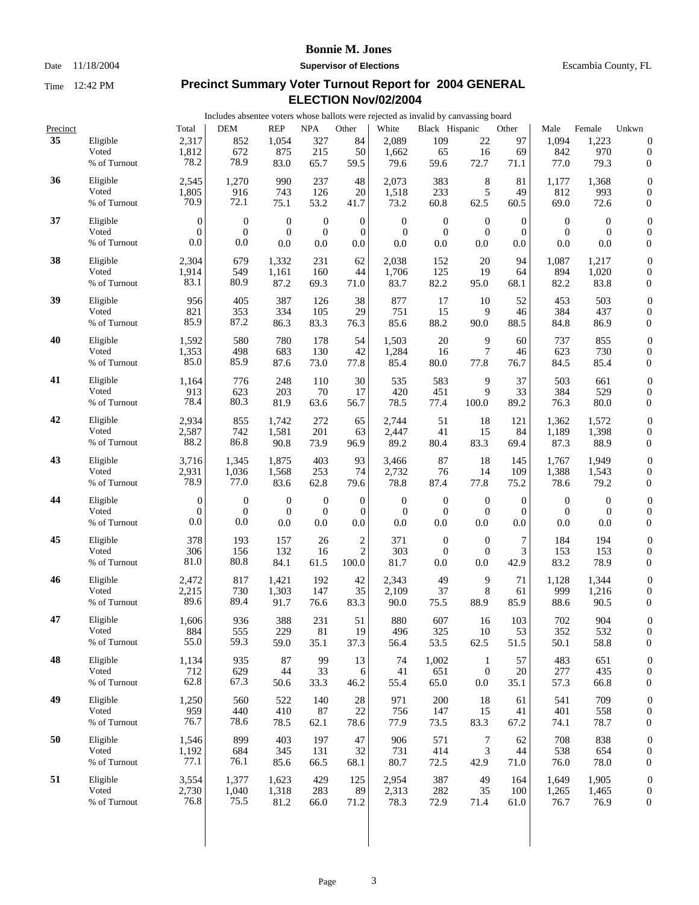**Bonnie M. Jones**

Date 11/18/2004 **Supervisor of Elections** Escambia County, FL

Time 12:42 PM

## Precinct Summary Voter Turnout Report for 2004 GENERAL ELECTION Nov/02/2004

Includes absentee voters whose ballots were rejected as invalid by canvassing board

| Precinct | | Total | DEM | REP | NPA | Other | White | Black | Hispanic | Other | Male | Female | Unkwn |
|---|---|---|---|---|---|---|---|---|---|---|---|---|---|
| **35** | Eligible | 2,317 | 852 | 1,054 | 327 | 84 | 2,089 | 109 | 22 | 97 | 1,094 | 1,223 | 0 |
| | Voted | 1,812 | 672 | 875 | 215 | 50 | 1,662 | 65 | 16 | 69 | 842 | 970 | 0 |
| | % of Turnout | 78.2 | 78.9 | 83.0 | 65.7 | 59.5 | 79.6 | 59.6 | 72.7 | 71.1 | 77.0 | 79.3 | 0 |
| **36** | Eligible | 2,545 | 1,270 | 990 | 237 | 48 | 2,073 | 383 | 8 | 81 | 1,177 | 1,368 | 0 |
| | Voted | 1,805 | 916 | 743 | 126 | 20 | 1,518 | 233 | 5 | 49 | 812 | 993 | 0 |
| | % of Turnout | 70.9 | 72.1 | 75.1 | 53.2 | 41.7 | 73.2 | 60.8 | 62.5 | 60.5 | 69.0 | 72.6 | 0 |
| **37** | Eligible | 0 | 0 | 0 | 0 | 0 | 0 | 0 | 0 | 0 | 0 | 0 | 0 |
| | Voted | 0 | 0 | 0 | 0 | 0 | 0 | 0 | 0 | 0 | 0 | 0 | 0 |
| | % of Turnout | 0.0 | 0.0 | 0.0 | 0.0 | 0.0 | 0.0 | 0.0 | 0.0 | 0.0 | 0.0 | 0.0 | 0 |
| **38** | Eligible | 2,304 | 679 | 1,332 | 231 | 62 | 2,038 | 152 | 20 | 94 | 1,087 | 1,217 | 0 |
| | Voted | 1,914 | 549 | 1,161 | 160 | 44 | 1,706 | 125 | 19 | 64 | 894 | 1,020 | 0 |
| | % of Turnout | 83.1 | 80.9 | 87.2 | 69.3 | 71.0 | 83.7 | 82.2 | 95.0 | 68.1 | 82.2 | 83.8 | 0 |
| **39** | Eligible | 956 | 405 | 387 | 126 | 38 | 877 | 17 | 10 | 52 | 453 | 503 | 0 |
| | Voted | 821 | 353 | 334 | 105 | 29 | 751 | 15 | 9 | 46 | 384 | 437 | 0 |
| | % of Turnout | 85.9 | 87.2 | 86.3 | 83.3 | 76.3 | 85.6 | 88.2 | 90.0 | 88.5 | 84.8 | 86.9 | 0 |
| **40** | Eligible | 1,592 | 580 | 780 | 178 | 54 | 1,503 | 20 | 9 | 60 | 737 | 855 | 0 |
| | Voted | 1,353 | 498 | 683 | 130 | 42 | 1,284 | 16 | 7 | 46 | 623 | 730 | 0 |
| | % of Turnout | 85.0 | 85.9 | 87.6 | 73.0 | 77.8 | 85.4 | 80.0 | 77.8 | 76.7 | 84.5 | 85.4 | 0 |
| **41** | Eligible | 1,164 | 776 | 248 | 110 | 30 | 535 | 583 | 9 | 37 | 503 | 661 | 0 |
| | Voted | 913 | 623 | 203 | 70 | 17 | 420 | 451 | 9 | 33 | 384 | 529 | 0 |
| | % of Turnout | 78.4 | 80.3 | 81.9 | 63.6 | 56.7 | 78.5 | 77.4 | 100.0 | 89.2 | 76.3 | 80.0 | 0 |
| **42** | Eligible | 2,934 | 855 | 1,742 | 272 | 65 | 2,744 | 51 | 18 | 121 | 1,362 | 1,572 | 0 |
| | Voted | 2,587 | 742 | 1,581 | 201 | 63 | 2,447 | 41 | 15 | 84 | 1,189 | 1,398 | 0 |
| | % of Turnout | 88.2 | 86.8 | 90.8 | 73.9 | 96.9 | 89.2 | 80.4 | 83.3 | 69.4 | 87.3 | 88.9 | 0 |
| **43** | Eligible | 3,716 | 1,345 | 1,875 | 403 | 93 | 3,466 | 87 | 18 | 145 | 1,767 | 1,949 | 0 |
| | Voted | 2,931 | 1,036 | 1,568 | 253 | 74 | 2,732 | 76 | 14 | 109 | 1,388 | 1,543 | 0 |
| | % of Turnout | 78.9 | 77.0 | 83.6 | 62.8 | 79.6 | 78.8 | 87.4 | 77.8 | 75.2 | 78.6 | 79.2 | 0 |
| **44** | Eligible | 0 | 0 | 0 | 0 | 0 | 0 | 0 | 0 | 0 | 0 | 0 | 0 |
| | Voted | 0 | 0 | 0 | 0 | 0 | 0 | 0 | 0 | 0 | 0 | 0 | 0 |
| | % of Turnout | 0.0 | 0.0 | 0.0 | 0.0 | 0.0 | 0.0 | 0.0 | 0.0 | 0.0 | 0.0 | 0.0 | 0 |
| **45** | Eligible | 378 | 193 | 157 | 26 | 2 | 371 | 0 | 0 | 7 | 184 | 194 | 0 |
| | Voted | 306 | 156 | 132 | 16 | 2 | 303 | 0 | 0 | 3 | 153 | 153 | 0 |
| | % of Turnout | 81.0 | 80.8 | 84.1 | 61.5 | 100.0 | 81.7 | 0.0 | 0.0 | 42.9 | 83.2 | 78.9 | 0 |
| **46** | Eligible | 2,472 | 817 | 1,421 | 192 | 42 | 2,343 | 49 | 9 | 71 | 1,128 | 1,344 | 0 |
| | Voted | 2,215 | 730 | 1,303 | 147 | 35 | 2,109 | 37 | 8 | 61 | 999 | 1,216 | 0 |
| | % of Turnout | 89.6 | 89.4 | 91.7 | 76.6 | 83.3 | 90.0 | 75.5 | 88.9 | 85.9 | 88.6 | 90.5 | 0 |
| **47** | Eligible | 1,606 | 936 | 388 | 231 | 51 | 880 | 607 | 16 | 103 | 702 | 904 | 0 |
| | Voted | 884 | 555 | 229 | 81 | 19 | 496 | 325 | 10 | 53 | 352 | 532 | 0 |
| | % of Turnout | 55.0 | 59.3 | 59.0 | 35.1 | 37.3 | 56.4 | 53.5 | 62.5 | 51.5 | 50.1 | 58.8 | 0 |
| **48** | Eligible | 1,134 | 935 | 87 | 99 | 13 | 74 | 1,002 | 1 | 57 | 483 | 651 | 0 |
| | Voted | 712 | 629 | 44 | 33 | 6 | 41 | 651 | 0 | 20 | 277 | 435 | 0 |
| | % of Turnout | 62.8 | 67.3 | 50.6 | 33.3 | 46.2 | 55.4 | 65.0 | 0.0 | 35.1 | 57.3 | 66.8 | 0 |
| **49** | Eligible | 1,250 | 560 | 522 | 140 | 28 | 971 | 200 | 18 | 61 | 541 | 709 | 0 |
| | Voted | 959 | 440 | 410 | 87 | 22 | 756 | 147 | 15 | 41 | 401 | 558 | 0 |
| | % of Turnout | 76.7 | 78.6 | 78.5 | 62.1 | 78.6 | 77.9 | 73.5 | 83.3 | 67.2 | 74.1 | 78.7 | 0 |
| **50** | Eligible | 1,546 | 899 | 403 | 197 | 47 | 906 | 571 | 7 | 62 | 708 | 838 | 0 |
| | Voted | 1,192 | 684 | 345 | 131 | 32 | 731 | 414 | 3 | 44 | 538 | 654 | 0 |
| | % of Turnout | 77.1 | 76.1 | 85.6 | 66.5 | 68.1 | 80.7 | 72.5 | 42.9 | 71.0 | 76.0 | 78.0 | 0 |
| **51** | Eligible | 3,554 | 1,377 | 1,623 | 429 | 125 | 2,954 | 387 | 49 | 164 | 1,649 | 1,905 | 0 |
| | Voted | 2,730 | 1,040 | 1,318 | 283 | 89 | 2,313 | 282 | 35 | 100 | 1,265 | 1,465 | 0 |
| | % of Turnout | 76.8 | 75.5 | 81.2 | 66.0 | 71.2 | 78.3 | 72.9 | 71.4 | 61.0 | 76.7 | 76.9 | 0 |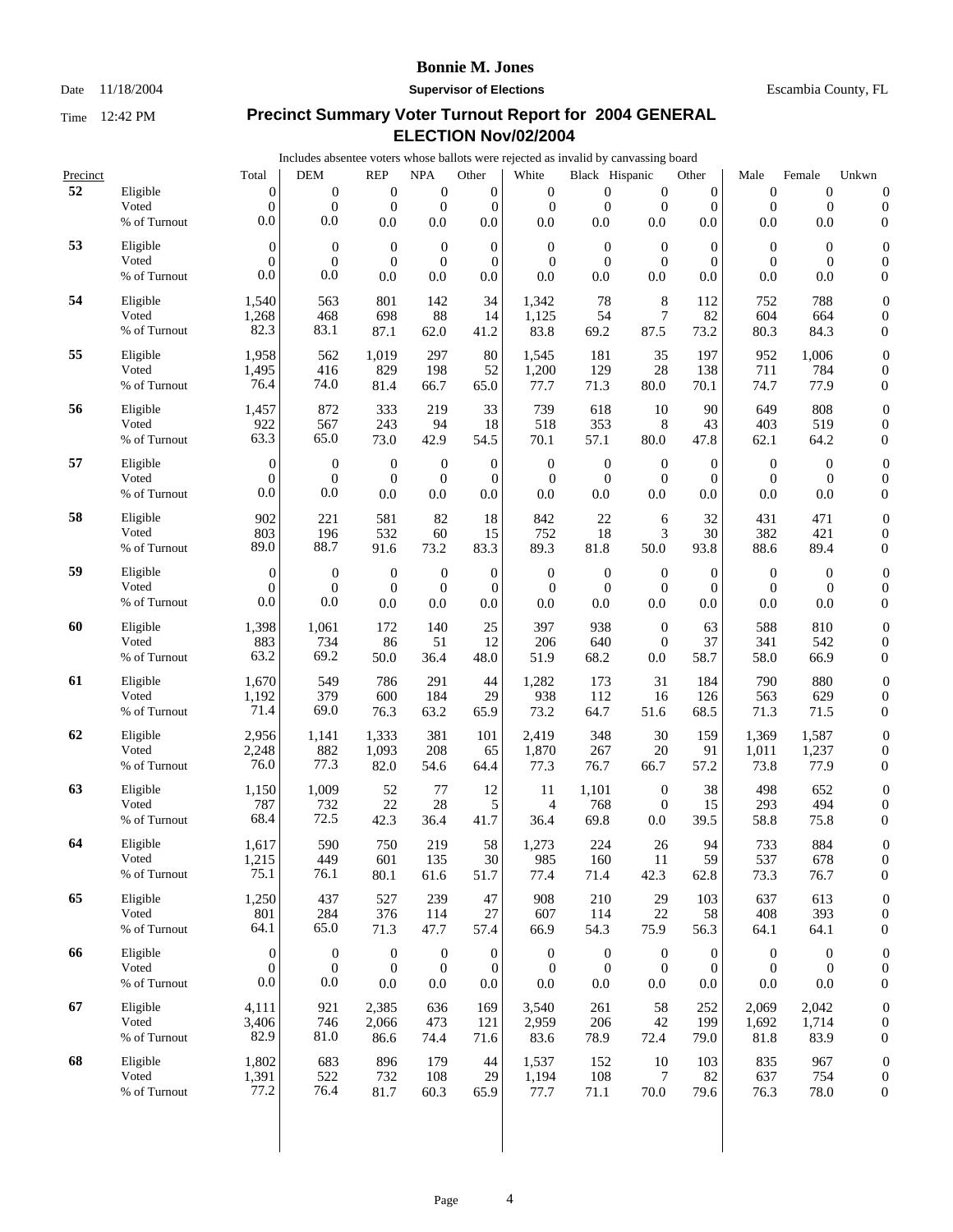**Bonnie M. Jones**

Date 11/18/2004 **Supervisor of Elections** Escambia County, FL

Time 12:42 PM

## Precinct Summary Voter Turnout Report for 2004 GENERAL ELECTION Nov/02/2004

Includes absentee voters whose ballots were rejected as invalid by canvassing board

| Precinct | | Total | DEM | REP | NPA | Other | White | Black | Hispanic | Other | Male | Female | Unkwn |
|---|---|---|---|---|---|---|---|---|---|---|---|---|---|
| **52** | Eligible | 0 | 0 | 0 | 0 | 0 | 0 | 0 | 0 | 0 | 0 | 0 | 0 |
| | Voted | 0 | 0 | 0 | 0 | 0 | 0 | 0 | 0 | 0 | 0 | 0 | 0 |
| | % of Turnout | 0.0 | 0.0 | 0.0 | 0.0 | 0.0 | 0.0 | 0.0 | 0.0 | 0.0 | 0.0 | 0.0 | 0 |
| **53** | Eligible | 0 | 0 | 0 | 0 | 0 | 0 | 0 | 0 | 0 | 0 | 0 | 0 |
| | Voted | 0 | 0 | 0 | 0 | 0 | 0 | 0 | 0 | 0 | 0 | 0 | 0 |
| | % of Turnout | 0.0 | 0.0 | 0.0 | 0.0 | 0.0 | 0.0 | 0.0 | 0.0 | 0.0 | 0.0 | 0.0 | 0 |
| **54** | Eligible | 1,540 | 563 | 801 | 142 | 34 | 1,342 | 78 | 8 | 112 | 752 | 788 | 0 |
| | Voted | 1,268 | 468 | 698 | 88 | 14 | 1,125 | 54 | 7 | 82 | 604 | 664 | 0 |
| | % of Turnout | 82.3 | 83.1 | 87.1 | 62.0 | 41.2 | 83.8 | 69.2 | 87.5 | 73.2 | 80.3 | 84.3 | 0 |
| **55** | Eligible | 1,958 | 562 | 1,019 | 297 | 80 | 1,545 | 181 | 35 | 197 | 952 | 1,006 | 0 |
| | Voted | 1,495 | 416 | 829 | 198 | 52 | 1,200 | 129 | 28 | 138 | 711 | 784 | 0 |
| | % of Turnout | 76.4 | 74.0 | 81.4 | 66.7 | 65.0 | 77.7 | 71.3 | 80.0 | 70.1 | 74.7 | 77.9 | 0 |
| **56** | Eligible | 1,457 | 872 | 333 | 219 | 33 | 739 | 618 | 10 | 90 | 649 | 808 | 0 |
| | Voted | 922 | 567 | 243 | 94 | 18 | 518 | 353 | 8 | 43 | 403 | 519 | 0 |
| | % of Turnout | 63.3 | 65.0 | 73.0 | 42.9 | 54.5 | 70.1 | 57.1 | 80.0 | 47.8 | 62.1 | 64.2 | 0 |
| **57** | Eligible | 0 | 0 | 0 | 0 | 0 | 0 | 0 | 0 | 0 | 0 | 0 | 0 |
| | Voted | 0 | 0 | 0 | 0 | 0 | 0 | 0 | 0 | 0 | 0 | 0 | 0 |
| | % of Turnout | 0.0 | 0.0 | 0.0 | 0.0 | 0.0 | 0.0 | 0.0 | 0.0 | 0.0 | 0.0 | 0.0 | 0 |
| **58** | Eligible | 902 | 221 | 581 | 82 | 18 | 842 | 22 | 6 | 32 | 431 | 471 | 0 |
| | Voted | 803 | 196 | 532 | 60 | 15 | 752 | 18 | 3 | 30 | 382 | 421 | 0 |
| | % of Turnout | 89.0 | 88.7 | 91.6 | 73.2 | 83.3 | 89.3 | 81.8 | 50.0 | 93.8 | 88.6 | 89.4 | 0 |
| **59** | Eligible | 0 | 0 | 0 | 0 | 0 | 0 | 0 | 0 | 0 | 0 | 0 | 0 |
| | Voted | 0 | 0 | 0 | 0 | 0 | 0 | 0 | 0 | 0 | 0 | 0 | 0 |
| | % of Turnout | 0.0 | 0.0 | 0.0 | 0.0 | 0.0 | 0.0 | 0.0 | 0.0 | 0.0 | 0.0 | 0.0 | 0 |
| **60** | Eligible | 1,398 | 1,061 | 172 | 140 | 25 | 397 | 938 | 0 | 63 | 588 | 810 | 0 |
| | Voted | 883 | 734 | 86 | 51 | 12 | 206 | 640 | 0 | 37 | 341 | 542 | 0 |
| | % of Turnout | 63.2 | 69.2 | 50.0 | 36.4 | 48.0 | 51.9 | 68.2 | 0.0 | 58.7 | 58.0 | 66.9 | 0 |
| **61** | Eligible | 1,670 | 549 | 786 | 291 | 44 | 1,282 | 173 | 31 | 184 | 790 | 880 | 0 |
| | Voted | 1,192 | 379 | 600 | 184 | 29 | 938 | 112 | 16 | 126 | 563 | 629 | 0 |
| | % of Turnout | 71.4 | 69.0 | 76.3 | 63.2 | 65.9 | 73.2 | 64.7 | 51.6 | 68.5 | 71.3 | 71.5 | 0 |
| **62** | Eligible | 2,956 | 1,141 | 1,333 | 381 | 101 | 2,419 | 348 | 30 | 159 | 1,369 | 1,587 | 0 |
| | Voted | 2,248 | 882 | 1,093 | 208 | 65 | 1,870 | 267 | 20 | 91 | 1,011 | 1,237 | 0 |
| | % of Turnout | 76.0 | 77.3 | 82.0 | 54.6 | 64.4 | 77.3 | 76.7 | 66.7 | 57.2 | 73.8 | 77.9 | 0 |
| **63** | Eligible | 1,150 | 1,009 | 52 | 77 | 12 | 11 | 1,101 | 0 | 38 | 498 | 652 | 0 |
| | Voted | 787 | 732 | 22 | 28 | 5 | 4 | 768 | 0 | 15 | 293 | 494 | 0 |
| | % of Turnout | 68.4 | 72.5 | 42.3 | 36.4 | 41.7 | 36.4 | 69.8 | 0.0 | 39.5 | 58.8 | 75.8 | 0 |
| **64** | Eligible | 1,617 | 590 | 750 | 219 | 58 | 1,273 | 224 | 26 | 94 | 733 | 884 | 0 |
| | Voted | 1,215 | 449 | 601 | 135 | 30 | 985 | 160 | 11 | 59 | 537 | 678 | 0 |
| | % of Turnout | 75.1 | 76.1 | 80.1 | 61.6 | 51.7 | 77.4 | 71.4 | 42.3 | 62.8 | 73.3 | 76.7 | 0 |
| **65** | Eligible | 1,250 | 437 | 527 | 239 | 47 | 908 | 210 | 29 | 103 | 637 | 613 | 0 |
| | Voted | 801 | 284 | 376 | 114 | 27 | 607 | 114 | 22 | 58 | 408 | 393 | 0 |
| | % of Turnout | 64.1 | 65.0 | 71.3 | 47.7 | 57.4 | 66.9 | 54.3 | 75.9 | 56.3 | 64.1 | 64.1 | 0 |
| **66** | Eligible | 0 | 0 | 0 | 0 | 0 | 0 | 0 | 0 | 0 | 0 | 0 | 0 |
| | Voted | 0 | 0 | 0 | 0 | 0 | 0 | 0 | 0 | 0 | 0 | 0 | 0 |
| | % of Turnout | 0.0 | 0.0 | 0.0 | 0.0 | 0.0 | 0.0 | 0.0 | 0.0 | 0.0 | 0.0 | 0.0 | 0 |
| **67** | Eligible | 4,111 | 921 | 2,385 | 636 | 169 | 3,540 | 261 | 58 | 252 | 2,069 | 2,042 | 0 |
| | Voted | 3,406 | 746 | 2,066 | 473 | 121 | 2,959 | 206 | 42 | 199 | 1,692 | 1,714 | 0 |
| | % of Turnout | 82.9 | 81.0 | 86.6 | 74.4 | 71.6 | 83.6 | 78.9 | 72.4 | 79.0 | 81.8 | 83.9 | 0 |
| **68** | Eligible | 1,802 | 683 | 896 | 179 | 44 | 1,537 | 152 | 10 | 103 | 835 | 967 | 0 |
| | Voted | 1,391 | 522 | 732 | 108 | 29 | 1,194 | 108 | 7 | 82 | 637 | 754 | 0 |
| | % of Turnout | 77.2 | 76.4 | 81.7 | 60.3 | 65.9 | 77.7 | 71.1 | 70.0 | 79.6 | 76.3 | 78.0 | 0 |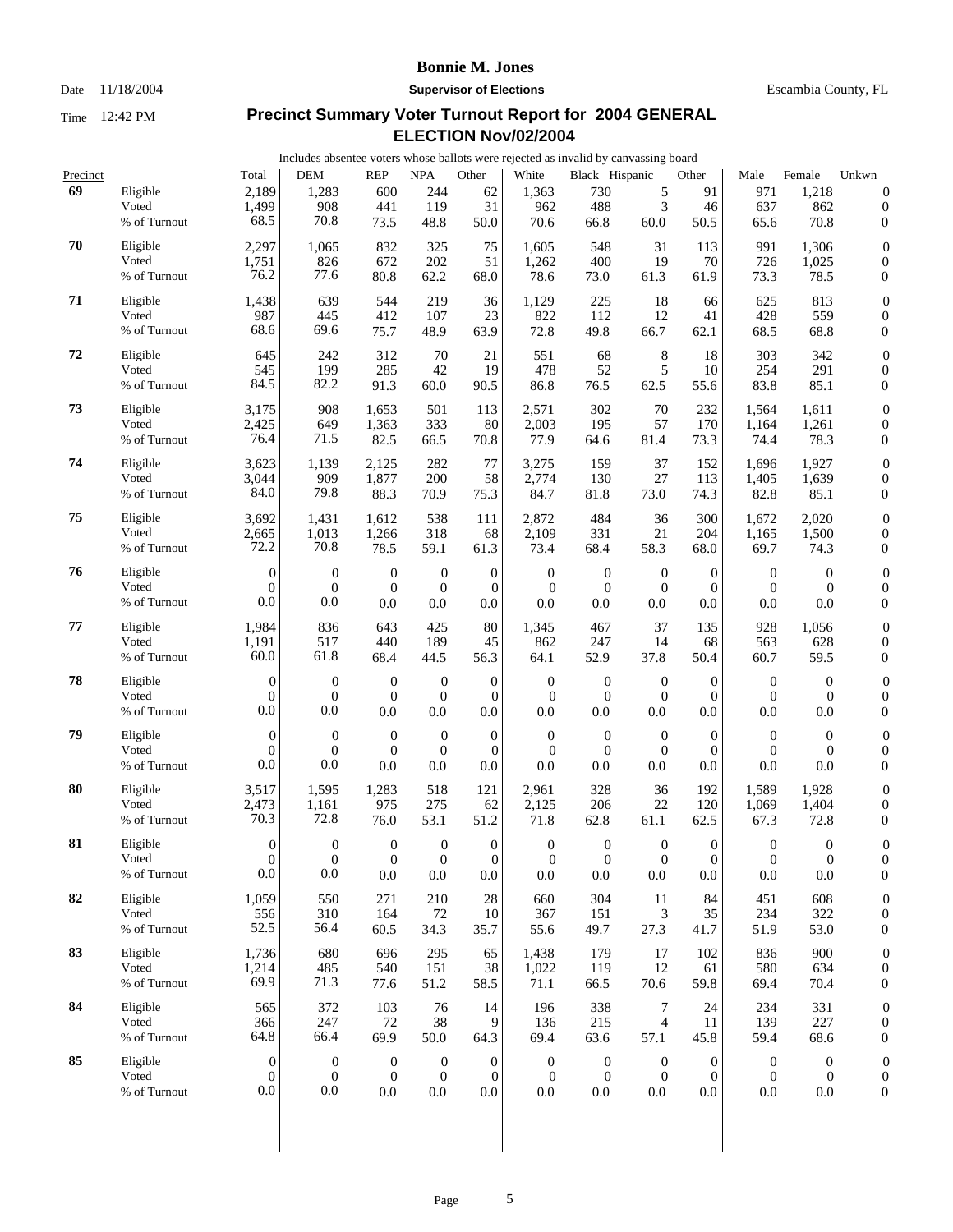# Bonnie M. Jones

**Supervisor of Elections**

Escambia County, FL

Date 11/18/2004

Time 12:42 PM

## Precinct Summary Voter Turnout Report for 2004 GENERAL ELECTION Nov/02/2004

Includes absentee voters whose ballots were rejected as invalid by canvassing board

| Precinct | | Total | DEM | REP | NPA | Other | White | Black | Hispanic | Other | Male | Female | Unkwn |
|---|---|---|---|---|---|---|---|---|---|---|---|---|---|
| **69** | Eligible | 2,189 | 1,283 | 600 | 244 | 62 | 1,363 | 730 | 5 | 91 | 971 | 1,218 | 0 |
| | Voted | 1,499 | 908 | 441 | 119 | 31 | 962 | 488 | 3 | 46 | 637 | 862 | 0 |
| | % of Turnout | 68.5 | 70.8 | 73.5 | 48.8 | 50.0 | 70.6 | 66.8 | 60.0 | 50.5 | 65.6 | 70.8 | 0 |
| **70** | Eligible | 2,297 | 1,065 | 832 | 325 | 75 | 1,605 | 548 | 31 | 113 | 991 | 1,306 | 0 |
| | Voted | 1,751 | 826 | 672 | 202 | 51 | 1,262 | 400 | 19 | 70 | 726 | 1,025 | 0 |
| | % of Turnout | 76.2 | 77.6 | 80.8 | 62.2 | 68.0 | 78.6 | 73.0 | 61.3 | 61.9 | 73.3 | 78.5 | 0 |
| **71** | Eligible | 1,438 | 639 | 544 | 219 | 36 | 1,129 | 225 | 18 | 66 | 625 | 813 | 0 |
| | Voted | 987 | 445 | 412 | 107 | 23 | 822 | 112 | 12 | 41 | 428 | 559 | 0 |
| | % of Turnout | 68.6 | 69.6 | 75.7 | 48.9 | 63.9 | 72.8 | 49.8 | 66.7 | 62.1 | 68.5 | 68.8 | 0 |
| **72** | Eligible | 645 | 242 | 312 | 70 | 21 | 551 | 68 | 8 | 18 | 303 | 342 | 0 |
| | Voted | 545 | 199 | 285 | 42 | 19 | 478 | 52 | 5 | 10 | 254 | 291 | 0 |
| | % of Turnout | 84.5 | 82.2 | 91.3 | 60.0 | 90.5 | 86.8 | 76.5 | 62.5 | 55.6 | 83.8 | 85.1 | 0 |
| **73** | Eligible | 3,175 | 908 | 1,653 | 501 | 113 | 2,571 | 302 | 70 | 232 | 1,564 | 1,611 | 0 |
| | Voted | 2,425 | 649 | 1,363 | 333 | 80 | 2,003 | 195 | 57 | 170 | 1,164 | 1,261 | 0 |
| | % of Turnout | 76.4 | 71.5 | 82.5 | 66.5 | 70.8 | 77.9 | 64.6 | 81.4 | 73.3 | 74.4 | 78.3 | 0 |
| **74** | Eligible | 3,623 | 1,139 | 2,125 | 282 | 77 | 3,275 | 159 | 37 | 152 | 1,696 | 1,927 | 0 |
| | Voted | 3,044 | 909 | 1,877 | 200 | 58 | 2,774 | 130 | 27 | 113 | 1,405 | 1,639 | 0 |
| | % of Turnout | 84.0 | 79.8 | 88.3 | 70.9 | 75.3 | 84.7 | 81.8 | 73.0 | 74.3 | 82.8 | 85.1 | 0 |
| **75** | Eligible | 3,692 | 1,431 | 1,612 | 538 | 111 | 2,872 | 484 | 36 | 300 | 1,672 | 2,020 | 0 |
| | Voted | 2,665 | 1,013 | 1,266 | 318 | 68 | 2,109 | 331 | 21 | 204 | 1,165 | 1,500 | 0 |
| | % of Turnout | 72.2 | 70.8 | 78.5 | 59.1 | 61.3 | 73.4 | 68.4 | 58.3 | 68.0 | 69.7 | 74.3 | 0 |
| **76** | Eligible | 0 | 0 | 0 | 0 | 0 | 0 | 0 | 0 | 0 | 0 | 0 | 0 |
| | Voted | 0 | 0 | 0 | 0 | 0 | 0 | 0 | 0 | 0 | 0 | 0 | 0 |
| | % of Turnout | 0.0 | 0.0 | 0.0 | 0.0 | 0.0 | 0.0 | 0.0 | 0.0 | 0.0 | 0.0 | 0.0 | 0 |
| **77** | Eligible | 1,984 | 836 | 643 | 425 | 80 | 1,345 | 467 | 37 | 135 | 928 | 1,056 | 0 |
| | Voted | 1,191 | 517 | 440 | 189 | 45 | 862 | 247 | 14 | 68 | 563 | 628 | 0 |
| | % of Turnout | 60.0 | 61.8 | 68.4 | 44.5 | 56.3 | 64.1 | 52.9 | 37.8 | 50.4 | 60.7 | 59.5 | 0 |
| **78** | Eligible | 0 | 0 | 0 | 0 | 0 | 0 | 0 | 0 | 0 | 0 | 0 | 0 |
| | Voted | 0 | 0 | 0 | 0 | 0 | 0 | 0 | 0 | 0 | 0 | 0 | 0 |
| | % of Turnout | 0.0 | 0.0 | 0.0 | 0.0 | 0.0 | 0.0 | 0.0 | 0.0 | 0.0 | 0.0 | 0.0 | 0 |
| **79** | Eligible | 0 | 0 | 0 | 0 | 0 | 0 | 0 | 0 | 0 | 0 | 0 | 0 |
| | Voted | 0 | 0 | 0 | 0 | 0 | 0 | 0 | 0 | 0 | 0 | 0 | 0 |
| | % of Turnout | 0.0 | 0.0 | 0.0 | 0.0 | 0.0 | 0.0 | 0.0 | 0.0 | 0.0 | 0.0 | 0.0 | 0 |
| **80** | Eligible | 3,517 | 1,595 | 1,283 | 518 | 121 | 2,961 | 328 | 36 | 192 | 1,589 | 1,928 | 0 |
| | Voted | 2,473 | 1,161 | 975 | 275 | 62 | 2,125 | 206 | 22 | 120 | 1,069 | 1,404 | 0 |
| | % of Turnout | 70.3 | 72.8 | 76.0 | 53.1 | 51.2 | 71.8 | 62.8 | 61.1 | 62.5 | 67.3 | 72.8 | 0 |
| **81** | Eligible | 0 | 0 | 0 | 0 | 0 | 0 | 0 | 0 | 0 | 0 | 0 | 0 |
| | Voted | 0 | 0 | 0 | 0 | 0 | 0 | 0 | 0 | 0 | 0 | 0 | 0 |
| | % of Turnout | 0.0 | 0.0 | 0.0 | 0.0 | 0.0 | 0.0 | 0.0 | 0.0 | 0.0 | 0.0 | 0.0 | 0 |
| **82** | Eligible | 1,059 | 550 | 271 | 210 | 28 | 660 | 304 | 11 | 84 | 451 | 608 | 0 |
| | Voted | 556 | 310 | 164 | 72 | 10 | 367 | 151 | 3 | 35 | 234 | 322 | 0 |
| | % of Turnout | 52.5 | 56.4 | 60.5 | 34.3 | 35.7 | 55.6 | 49.7 | 27.3 | 41.7 | 51.9 | 53.0 | 0 |
| **83** | Eligible | 1,736 | 680 | 696 | 295 | 65 | 1,438 | 179 | 17 | 102 | 836 | 900 | 0 |
| | Voted | 1,214 | 485 | 540 | 151 | 38 | 1,022 | 119 | 12 | 61 | 580 | 634 | 0 |
| | % of Turnout | 69.9 | 71.3 | 77.6 | 51.2 | 58.5 | 71.1 | 66.5 | 70.6 | 59.8 | 69.4 | 70.4 | 0 |
| **84** | Eligible | 565 | 372 | 103 | 76 | 14 | 196 | 338 | 7 | 24 | 234 | 331 | 0 |
| | Voted | 366 | 247 | 72 | 38 | 9 | 136 | 215 | 4 | 11 | 139 | 227 | 0 |
| | % of Turnout | 64.8 | 66.4 | 69.9 | 50.0 | 64.3 | 69.4 | 63.6 | 57.1 | 45.8 | 59.4 | 68.6 | 0 |
| **85** | Eligible | 0 | 0 | 0 | 0 | 0 | 0 | 0 | 0 | 0 | 0 | 0 | 0 |
| | Voted | 0 | 0 | 0 | 0 | 0 | 0 | 0 | 0 | 0 | 0 | 0 | 0 |
| | % of Turnout | 0.0 | 0.0 | 0.0 | 0.0 | 0.0 | 0.0 | 0.0 | 0.0 | 0.0 | 0.0 | 0.0 | 0 |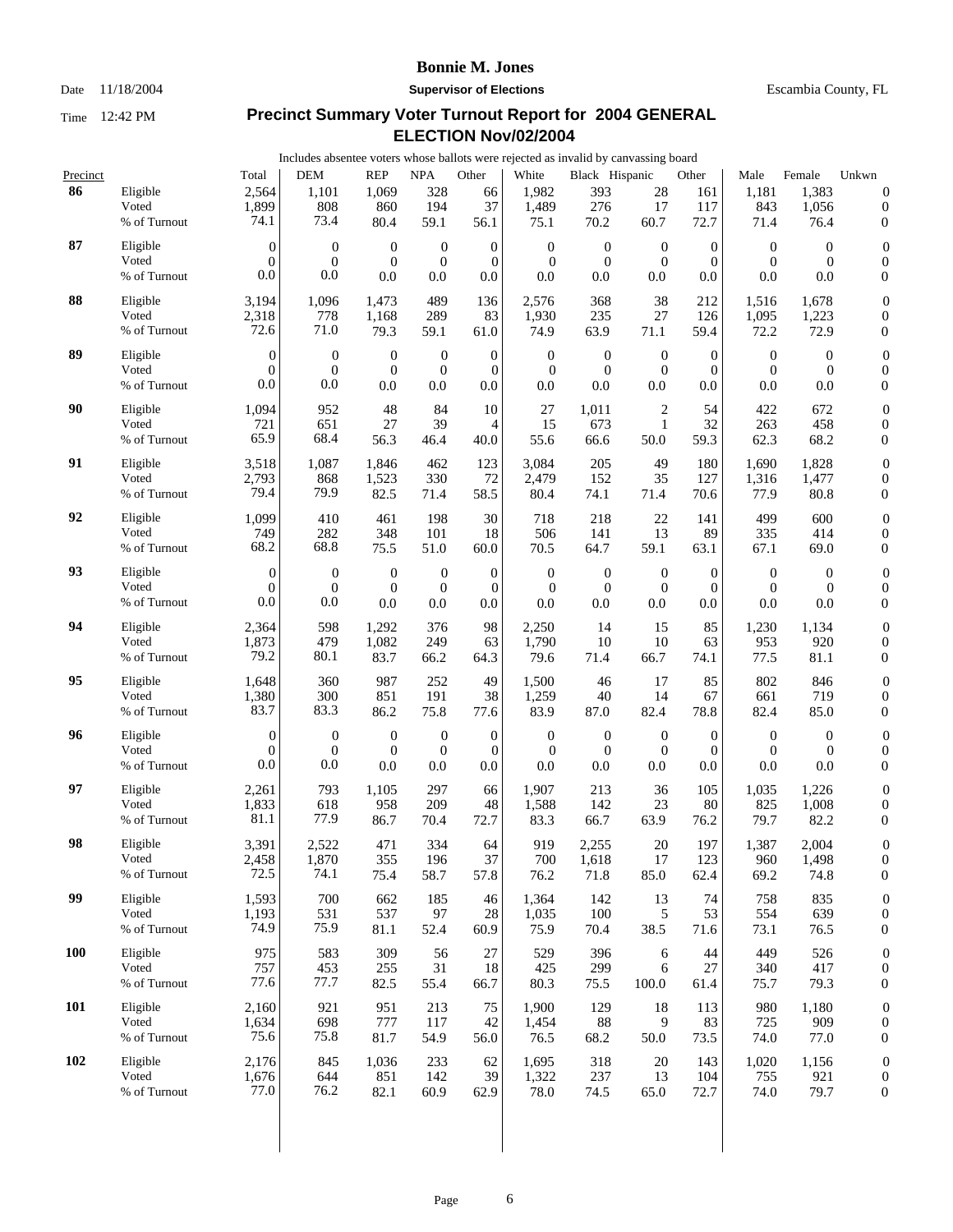**Bonnie M. Jones**

Date 11/18/2004 **Supervisor of Elections** Escambia County, FL

Time 12:42 PM

## Precinct Summary Voter Turnout Report for 2004 GENERAL ELECTION Nov/02/2004

Includes absentee voters whose ballots were rejected as invalid by canvassing board

| Precinct | | Total | DEM | REP | NPA | Other | White | Black | Hispanic | Other | Male | Female | Unkwn |
|---|---|---|---|---|---|---|---|---|---|---|---|---|---|
| **86** | Eligible | 2,564 | 1,101 | 1,069 | 328 | 66 | 1,982 | 393 | 28 | 161 | 1,181 | 1,383 | 0 |
| | Voted | 1,899 | 808 | 860 | 194 | 37 | 1,489 | 276 | 17 | 117 | 843 | 1,056 | 0 |
| | % of Turnout | 74.1 | 73.4 | 80.4 | 59.1 | 56.1 | 75.1 | 70.2 | 60.7 | 72.7 | 71.4 | 76.4 | 0 |
| **87** | Eligible | 0 | 0 | 0 | 0 | 0 | 0 | 0 | 0 | 0 | 0 | 0 | 0 |
| | Voted | 0 | 0 | 0 | 0 | 0 | 0 | 0 | 0 | 0 | 0 | 0 | 0 |
| | % of Turnout | 0.0 | 0.0 | 0.0 | 0.0 | 0.0 | 0.0 | 0.0 | 0.0 | 0.0 | 0.0 | 0.0 | 0 |
| **88** | Eligible | 3,194 | 1,096 | 1,473 | 489 | 136 | 2,576 | 368 | 38 | 212 | 1,516 | 1,678 | 0 |
| | Voted | 2,318 | 778 | 1,168 | 289 | 83 | 1,930 | 235 | 27 | 126 | 1,095 | 1,223 | 0 |
| | % of Turnout | 72.6 | 71.0 | 79.3 | 59.1 | 61.0 | 74.9 | 63.9 | 71.1 | 59.4 | 72.2 | 72.9 | 0 |
| **89** | Eligible | 0 | 0 | 0 | 0 | 0 | 0 | 0 | 0 | 0 | 0 | 0 | 0 |
| | Voted | 0 | 0 | 0 | 0 | 0 | 0 | 0 | 0 | 0 | 0 | 0 | 0 |
| | % of Turnout | 0.0 | 0.0 | 0.0 | 0.0 | 0.0 | 0.0 | 0.0 | 0.0 | 0.0 | 0.0 | 0.0 | 0 |
| **90** | Eligible | 1,094 | 952 | 48 | 84 | 10 | 27 | 1,011 | 2 | 54 | 422 | 672 | 0 |
| | Voted | 721 | 651 | 27 | 39 | 4 | 15 | 673 | 1 | 32 | 263 | 458 | 0 |
| | % of Turnout | 65.9 | 68.4 | 56.3 | 46.4 | 40.0 | 55.6 | 66.6 | 50.0 | 59.3 | 62.3 | 68.2 | 0 |
| **91** | Eligible | 3,518 | 1,087 | 1,846 | 462 | 123 | 3,084 | 205 | 49 | 180 | 1,690 | 1,828 | 0 |
| | Voted | 2,793 | 868 | 1,523 | 330 | 72 | 2,479 | 152 | 35 | 127 | 1,316 | 1,477 | 0 |
| | % of Turnout | 79.4 | 79.9 | 82.5 | 71.4 | 58.5 | 80.4 | 74.1 | 71.4 | 70.6 | 77.9 | 80.8 | 0 |
| **92** | Eligible | 1,099 | 410 | 461 | 198 | 30 | 718 | 218 | 22 | 141 | 499 | 600 | 0 |
| | Voted | 749 | 282 | 348 | 101 | 18 | 506 | 141 | 13 | 89 | 335 | 414 | 0 |
| | % of Turnout | 68.2 | 68.8 | 75.5 | 51.0 | 60.0 | 70.5 | 64.7 | 59.1 | 63.1 | 67.1 | 69.0 | 0 |
| **93** | Eligible | 0 | 0 | 0 | 0 | 0 | 0 | 0 | 0 | 0 | 0 | 0 | 0 |
| | Voted | 0 | 0 | 0 | 0 | 0 | 0 | 0 | 0 | 0 | 0 | 0 | 0 |
| | % of Turnout | 0.0 | 0.0 | 0.0 | 0.0 | 0.0 | 0.0 | 0.0 | 0.0 | 0.0 | 0.0 | 0.0 | 0 |
| **94** | Eligible | 2,364 | 598 | 1,292 | 376 | 98 | 2,250 | 14 | 15 | 85 | 1,230 | 1,134 | 0 |
| | Voted | 1,873 | 479 | 1,082 | 249 | 63 | 1,790 | 10 | 10 | 63 | 953 | 920 | 0 |
| | % of Turnout | 79.2 | 80.1 | 83.7 | 66.2 | 64.3 | 79.6 | 71.4 | 66.7 | 74.1 | 77.5 | 81.1 | 0 |
| **95** | Eligible | 1,648 | 360 | 987 | 252 | 49 | 1,500 | 46 | 17 | 85 | 802 | 846 | 0 |
| | Voted | 1,380 | 300 | 851 | 191 | 38 | 1,259 | 40 | 14 | 67 | 661 | 719 | 0 |
| | % of Turnout | 83.7 | 83.3 | 86.2 | 75.8 | 77.6 | 83.9 | 87.0 | 82.4 | 78.8 | 82.4 | 85.0 | 0 |
| **96** | Eligible | 0 | 0 | 0 | 0 | 0 | 0 | 0 | 0 | 0 | 0 | 0 | 0 |
| | Voted | 0 | 0 | 0 | 0 | 0 | 0 | 0 | 0 | 0 | 0 | 0 | 0 |
| | % of Turnout | 0.0 | 0.0 | 0.0 | 0.0 | 0.0 | 0.0 | 0.0 | 0.0 | 0.0 | 0.0 | 0.0 | 0 |
| **97** | Eligible | 2,261 | 793 | 1,105 | 297 | 66 | 1,907 | 213 | 36 | 105 | 1,035 | 1,226 | 0 |
| | Voted | 1,833 | 618 | 958 | 209 | 48 | 1,588 | 142 | 23 | 80 | 825 | 1,008 | 0 |
| | % of Turnout | 81.1 | 77.9 | 86.7 | 70.4 | 72.7 | 83.3 | 66.7 | 63.9 | 76.2 | 79.7 | 82.2 | 0 |
| **98** | Eligible | 3,391 | 2,522 | 471 | 334 | 64 | 919 | 2,255 | 20 | 197 | 1,387 | 2,004 | 0 |
| | Voted | 2,458 | 1,870 | 355 | 196 | 37 | 700 | 1,618 | 17 | 123 | 960 | 1,498 | 0 |
| | % of Turnout | 72.5 | 74.1 | 75.4 | 58.7 | 57.8 | 76.2 | 71.8 | 85.0 | 62.4 | 69.2 | 74.8 | 0 |
| **99** | Eligible | 1,593 | 700 | 662 | 185 | 46 | 1,364 | 142 | 13 | 74 | 758 | 835 | 0 |
| | Voted | 1,193 | 531 | 537 | 97 | 28 | 1,035 | 100 | 5 | 53 | 554 | 639 | 0 |
| | % of Turnout | 74.9 | 75.9 | 81.1 | 52.4 | 60.9 | 75.9 | 70.4 | 38.5 | 71.6 | 73.1 | 76.5 | 0 |
| **100** | Eligible | 975 | 583 | 309 | 56 | 27 | 529 | 396 | 6 | 44 | 449 | 526 | 0 |
| | Voted | 757 | 453 | 255 | 31 | 18 | 425 | 299 | 6 | 27 | 340 | 417 | 0 |
| | % of Turnout | 77.6 | 77.7 | 82.5 | 55.4 | 66.7 | 80.3 | 75.5 | 100.0 | 61.4 | 75.7 | 79.3 | 0 |
| **101** | Eligible | 2,160 | 921 | 951 | 213 | 75 | 1,900 | 129 | 18 | 113 | 980 | 1,180 | 0 |
| | Voted | 1,634 | 698 | 777 | 117 | 42 | 1,454 | 88 | 9 | 83 | 725 | 909 | 0 |
| | % of Turnout | 75.6 | 75.8 | 81.7 | 54.9 | 56.0 | 76.5 | 68.2 | 50.0 | 73.5 | 74.0 | 77.0 | 0 |
| **102** | Eligible | 2,176 | 845 | 1,036 | 233 | 62 | 1,695 | 318 | 20 | 143 | 1,020 | 1,156 | 0 |
| | Voted | 1,676 | 644 | 851 | 142 | 39 | 1,322 | 237 | 13 | 104 | 755 | 921 | 0 |
| | % of Turnout | 77.0 | 76.2 | 82.1 | 60.9 | 62.9 | 78.0 | 74.5 | 65.0 | 72.7 | 74.0 | 79.7 | 0 |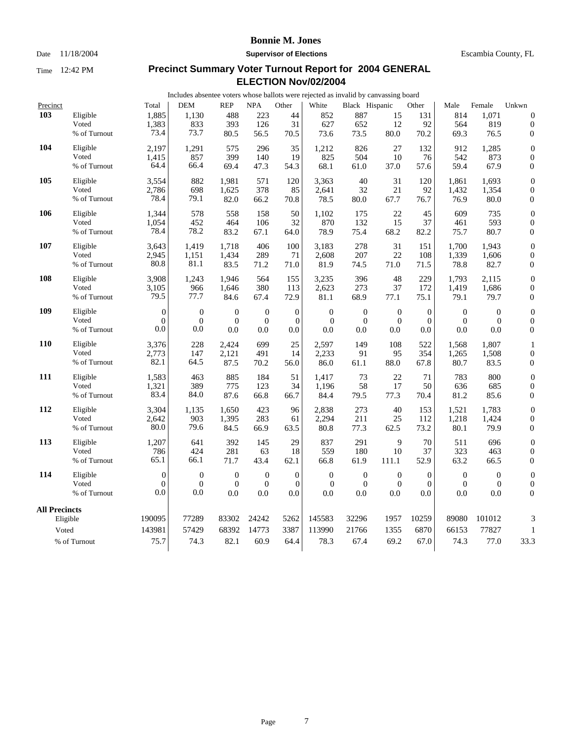# Bonnie M. Jones

Date 11/18/2004 **Supervisor of Elections** Escambia County, FL

Time 12:42 PM

## Precinct Summary Voter Turnout Report for 2004 GENERAL ELECTION Nov/02/2004

Includes absentee voters whose ballots were rejected as invalid by canvassing board

| Precinct | | Total | DEM | REP | NPA | Other | White | Black | Hispanic | Other | Male | Female | Unkwn |
|---|---|---|---|---|---|---|---|---|---|---|---|---|---|
| **103** | Eligible | 1,885 | 1,130 | 488 | 223 | 44 | 852 | 887 | 15 | 131 | 814 | 1,071 | 0 |
| | Voted | 1,383 | 833 | 393 | 126 | 31 | 627 | 652 | 12 | 92 | 564 | 819 | 0 |
| | % of Turnout | 73.4 | 73.7 | 80.5 | 56.5 | 70.5 | 73.6 | 73.5 | 80.0 | 70.2 | 69.3 | 76.5 | 0 |
| **104** | Eligible | 2,197 | 1,291 | 575 | 296 | 35 | 1,212 | 826 | 27 | 132 | 912 | 1,285 | 0 |
| | Voted | 1,415 | 857 | 399 | 140 | 19 | 825 | 504 | 10 | 76 | 542 | 873 | 0 |
| | % of Turnout | 64.4 | 66.4 | 69.4 | 47.3 | 54.3 | 68.1 | 61.0 | 37.0 | 57.6 | 59.4 | 67.9 | 0 |
| **105** | Eligible | 3,554 | 882 | 1,981 | 571 | 120 | 3,363 | 40 | 31 | 120 | 1,861 | 1,693 | 0 |
| | Voted | 2,786 | 698 | 1,625 | 378 | 85 | 2,641 | 32 | 21 | 92 | 1,432 | 1,354 | 0 |
| | % of Turnout | 78.4 | 79.1 | 82.0 | 66.2 | 70.8 | 78.5 | 80.0 | 67.7 | 76.7 | 76.9 | 80.0 | 0 |
| **106** | Eligible | 1,344 | 578 | 558 | 158 | 50 | 1,102 | 175 | 22 | 45 | 609 | 735 | 0 |
| | Voted | 1,054 | 452 | 464 | 106 | 32 | 870 | 132 | 15 | 37 | 461 | 593 | 0 |
| | % of Turnout | 78.4 | 78.2 | 83.2 | 67.1 | 64.0 | 78.9 | 75.4 | 68.2 | 82.2 | 75.7 | 80.7 | 0 |
| **107** | Eligible | 3,643 | 1,419 | 1,718 | 406 | 100 | 3,183 | 278 | 31 | 151 | 1,700 | 1,943 | 0 |
| | Voted | 2,945 | 1,151 | 1,434 | 289 | 71 | 2,608 | 207 | 22 | 108 | 1,339 | 1,606 | 0 |
| | % of Turnout | 80.8 | 81.1 | 83.5 | 71.2 | 71.0 | 81.9 | 74.5 | 71.0 | 71.5 | 78.8 | 82.7 | 0 |
| **108** | Eligible | 3,908 | 1,243 | 1,946 | 564 | 155 | 3,235 | 396 | 48 | 229 | 1,793 | 2,115 | 0 |
| | Voted | 3,105 | 966 | 1,646 | 380 | 113 | 2,623 | 273 | 37 | 172 | 1,419 | 1,686 | 0 |
| | % of Turnout | 79.5 | 77.7 | 84.6 | 67.4 | 72.9 | 81.1 | 68.9 | 77.1 | 75.1 | 79.1 | 79.7 | 0 |
| **109** | Eligible | 0 | 0 | 0 | 0 | 0 | 0 | 0 | 0 | 0 | 0 | 0 | 0 |
| | Voted | 0 | 0 | 0 | 0 | 0 | 0 | 0 | 0 | 0 | 0 | 0 | 0 |
| | % of Turnout | 0.0 | 0.0 | 0.0 | 0.0 | 0.0 | 0.0 | 0.0 | 0.0 | 0.0 | 0.0 | 0.0 | 0 |
| **110** | Eligible | 3,376 | 228 | 2,424 | 699 | 25 | 2,597 | 149 | 108 | 522 | 1,568 | 1,807 | 1 |
| | Voted | 2,773 | 147 | 2,121 | 491 | 14 | 2,233 | 91 | 95 | 354 | 1,265 | 1,508 | 0 |
| | % of Turnout | 82.1 | 64.5 | 87.5 | 70.2 | 56.0 | 86.0 | 61.1 | 88.0 | 67.8 | 80.7 | 83.5 | 0 |
| **111** | Eligible | 1,583 | 463 | 885 | 184 | 51 | 1,417 | 73 | 22 | 71 | 783 | 800 | 0 |
| | Voted | 1,321 | 389 | 775 | 123 | 34 | 1,196 | 58 | 17 | 50 | 636 | 685 | 0 |
| | % of Turnout | 83.4 | 84.0 | 87.6 | 66.8 | 66.7 | 84.4 | 79.5 | 77.3 | 70.4 | 81.2 | 85.6 | 0 |
| **112** | Eligible | 3,304 | 1,135 | 1,650 | 423 | 96 | 2,838 | 273 | 40 | 153 | 1,521 | 1,783 | 0 |
| | Voted | 2,642 | 903 | 1,395 | 283 | 61 | 2,294 | 211 | 25 | 112 | 1,218 | 1,424 | 0 |
| | % of Turnout | 80.0 | 79.6 | 84.5 | 66.9 | 63.5 | 80.8 | 77.3 | 62.5 | 73.2 | 80.1 | 79.9 | 0 |
| **113** | Eligible | 1,207 | 641 | 392 | 145 | 29 | 837 | 291 | 9 | 70 | 511 | 696 | 0 |
| | Voted | 786 | 424 | 281 | 63 | 18 | 559 | 180 | 10 | 37 | 323 | 463 | 0 |
| | % of Turnout | 65.1 | 66.1 | 71.7 | 43.4 | 62.1 | 66.8 | 61.9 | 111.1 | 52.9 | 63.2 | 66.5 | 0 |
| **114** | Eligible | 0 | 0 | 0 | 0 | 0 | 0 | 0 | 0 | 0 | 0 | 0 | 0 |
| | Voted | 0 | 0 | 0 | 0 | 0 | 0 | 0 | 0 | 0 | 0 | 0 | 0 |
| | % of Turnout | 0.0 | 0.0 | 0.0 | 0.0 | 0.0 | 0.0 | 0.0 | 0.0 | 0.0 | 0.0 | 0.0 | 0 |
| **All Precincts** | | | | | | | | | | | | | |
| | Eligible | 190095 | 77289 | 83302 | 24242 | 5262 | 145583 | 32296 | 1957 | 10259 | 89080 | 101012 | 3 |
| | Voted | 143981 | 57429 | 68392 | 14773 | 3387 | 113990 | 21766 | 1355 | 6870 | 66153 | 77827 | 1 |
| | % of Turnout | 75.7 | 74.3 | 82.1 | 60.9 | 64.4 | 78.3 | 67.4 | 69.2 | 67.0 | 74.3 | 77.0 | 33.3 |